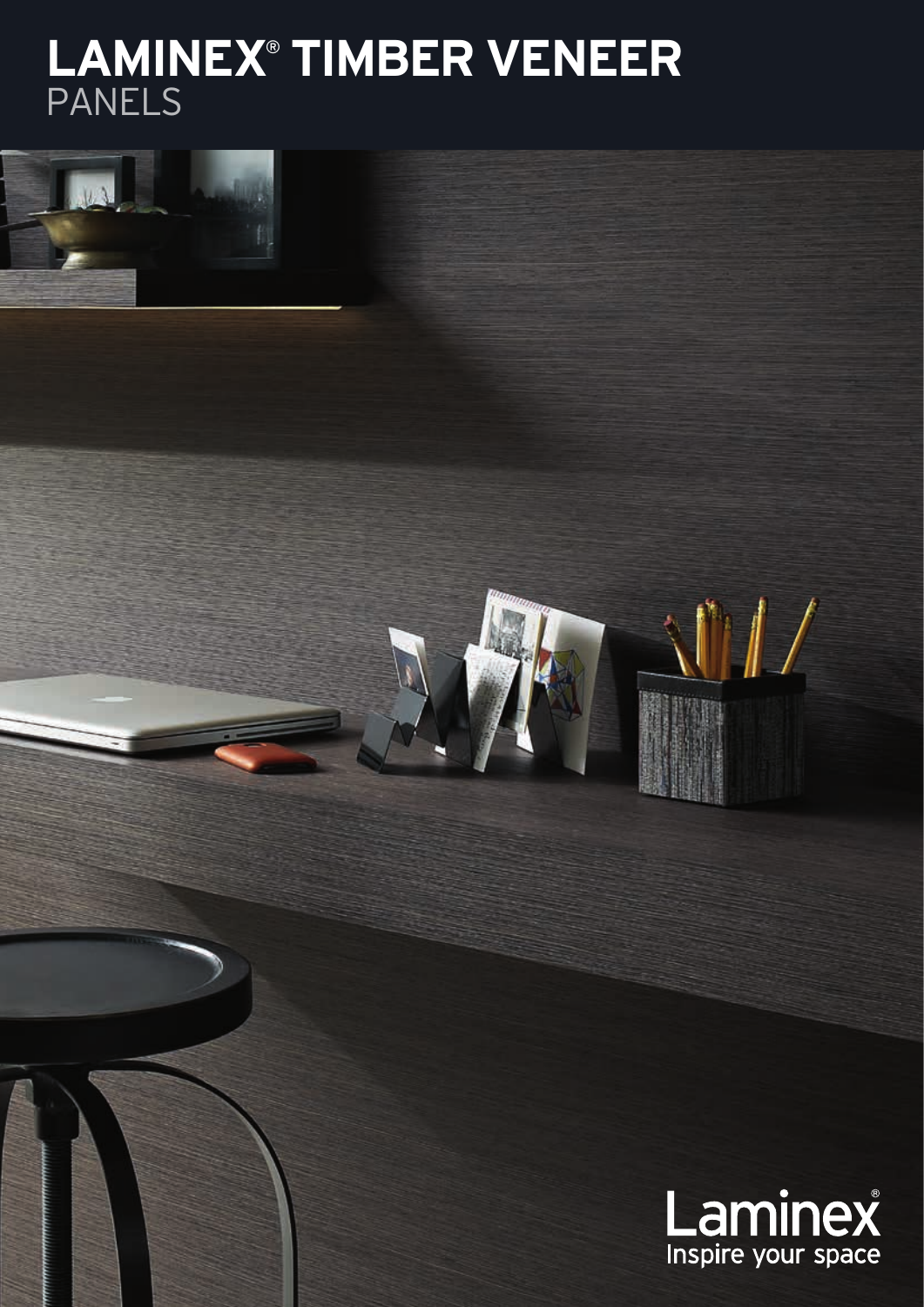# LAMINEX® TIMBER VENEER
PANELS

Laminex®
Inspire your space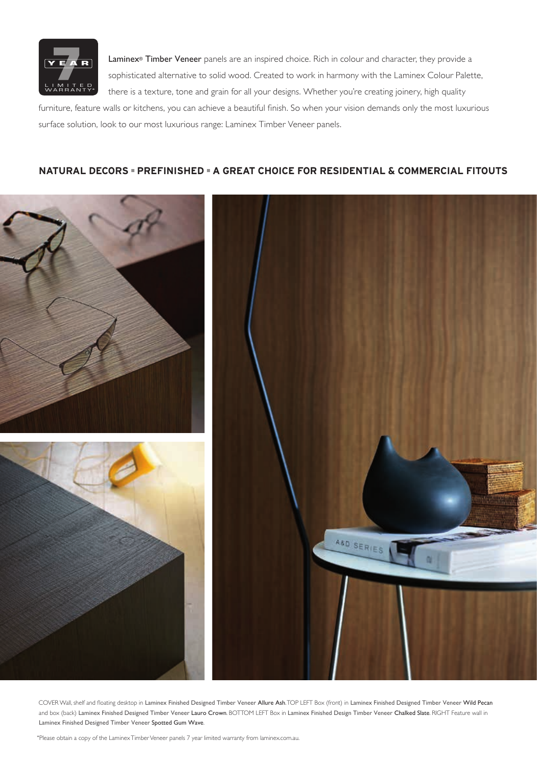**Laminex® Timber Veneer** panels are an inspired choice. Rich in colour and character, they provide a sophisticated alternative to solid wood. Created to work in harmony with the Laminex Colour Palette, there is a texture, tone and grain for all your designs. Whether you're creating joinery, high quality furniture, feature walls or kitchens, you can achieve a beautiful finish. So when your vision demands only the most luxurious surface solution, look to our most luxurious range: Laminex Timber Veneer panels.

## NATURAL DECORS ▪ PREFINISHED ▪ A GREAT CHOICE FOR RESIDENTIAL & COMMERCIAL FITOUTS

COVER Wall, shelf and floating desktop in **Laminex Finished Designed Timber Veneer Allure Ash**. TOP LEFT Box (front) in **Laminex Finished Designed Timber Veneer Wild Pecan** and box (back) **Laminex Finished Designed Timber Veneer Lauro Crown**. BOTTOM LEFT Box in **Laminex Finished Design Timber Veneer Chalked Slate**. RIGHT Feature wall in **Laminex Finished Designed Timber Veneer Spotted Gum Wave**.

*Please obtain a copy of the Laminex Timber Veneer panels 7 year limited warranty from laminex.com.au.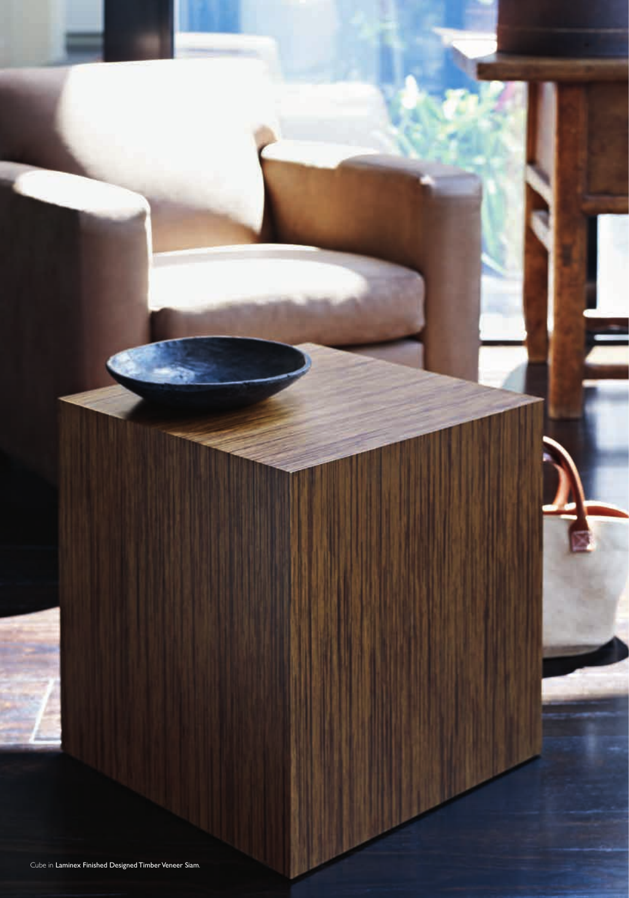Cube in **Laminex Finished Designed Timber Veneer Siam**.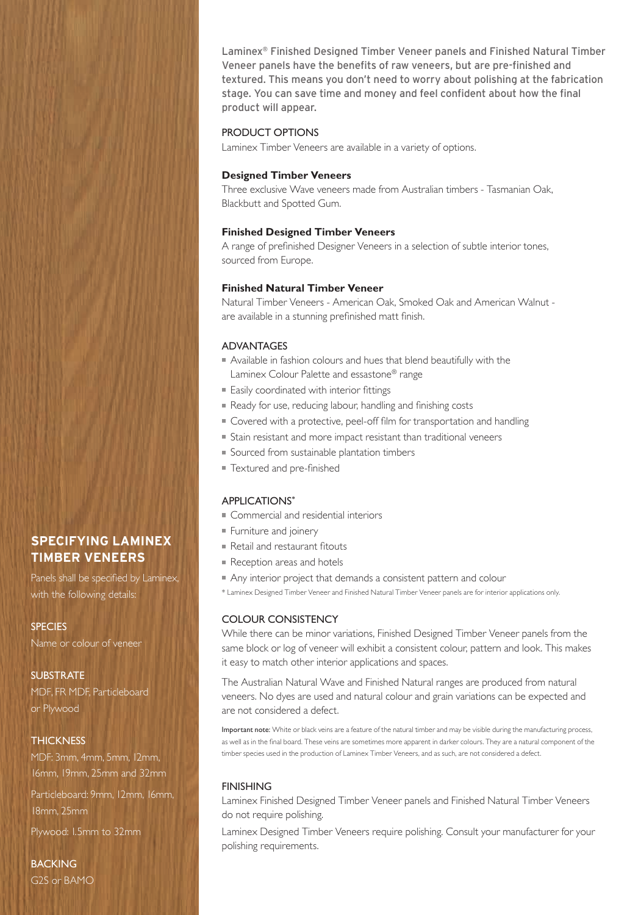Laminex® Finished Designed Timber Veneer panels and Finished Natural Timber Veneer panels have the benefits of raw veneers, but are pre-finished and textured. This means you don't need to worry about polishing at the fabrication stage. You can save time and money and feel confident about how the final product will appear.

## PRODUCT OPTIONS

Laminex Timber Veneers are available in a variety of options.

### Designed Timber Veneers

Three exclusive Wave veneers made from Australian timbers - Tasmanian Oak, Blackbutt and Spotted Gum.

### Finished Designed Timber Veneers

A range of prefinished Designer Veneers in a selection of subtle interior tones, sourced from Europe.

### Finished Natural Timber Veneer

Natural Timber Veneers - American Oak, Smoked Oak and American Walnut - are available in a stunning prefinished matt finish.

## ADVANTAGES

- Available in fashion colours and hues that blend beautifully with the Laminex Colour Palette and essastone® range
- Easily coordinated with interior fittings
- Ready for use, reducing labour, handling and finishing costs
- Covered with a protective, peel-off film for transportation and handling
- Stain resistant and more impact resistant than traditional veneers
- Sourced from sustainable plantation timbers
- Textured and pre-finished

## APPLICATIONS*

- Commercial and residential interiors
- Furniture and joinery
- Retail and restaurant fitouts
- Reception areas and hotels
- Any interior project that demands a consistent pattern and colour

* Laminex Designed Timber Veneer and Finished Natural Timber Veneer panels are for interior applications only.

## COLOUR CONSISTENCY

While there can be minor variations, Finished Designed Timber Veneer panels from the same block or log of veneer will exhibit a consistent colour, pattern and look. This makes it easy to match other interior applications and spaces.

The Australian Natural Wave and Finished Natural ranges are produced from natural veneers. No dyes are used and natural colour and grain variations can be expected and are not considered a defect.

**Important note:** White or black veins are a feature of the natural timber and may be visible during the manufacturing process, as well as in the final board. These veins are sometimes more apparent in darker colours. They are a natural component of the timber species used in the production of Laminex Timber Veneers, and as such, are not considered a defect.

## FINISHING

Laminex Finished Designed Timber Veneer panels and Finished Natural Timber Veneers do not require polishing.

Laminex Designed Timber Veneers require polishing. Consult your manufacturer for your polishing requirements.

## SPECIFYING LAMINEX TIMBER VENEERS

Panels shall be specified by Laminex, with the following details:

**SPECIES**

Name or colour of veneer

**SUBSTRATE**

MDF, FR MDF, Particleboard or Plywood

**THICKNESS**

MDF: 3mm, 4mm, 5mm, 12mm, 16mm, 19mm, 25mm and 32mm

Particleboard: 9mm, 12mm, 16mm, 18mm, 25mm

Plywood: 1.5mm to 32mm

**BACKING**

G2S or BAMO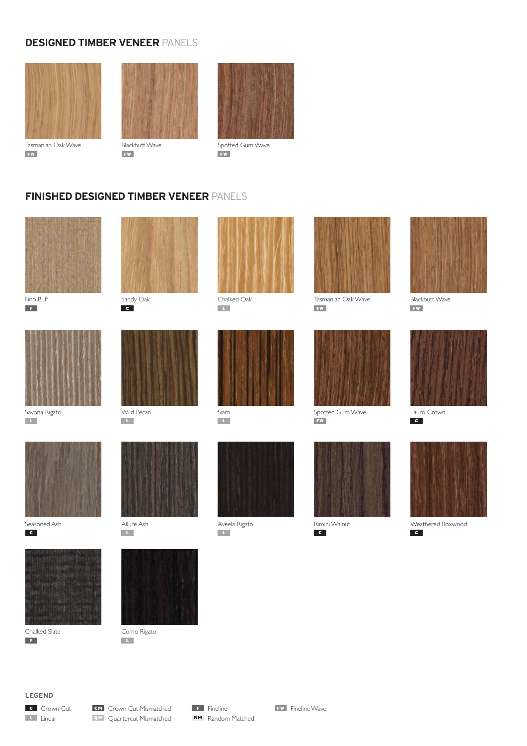## DESIGNED TIMBER VENEER PANELS

Tasmanian Oak Wave
FW

Blackbutt Wave
FW

Spotted Gum Wave
FW

## FINISHED DESIGNED TIMBER VENEER PANELS

Fino Buff
F

Sandy Oak
C

Chalked Oak
L

Tasmanian Oak Wave
FW

Blackbutt Wave
FW

Savona Rigato
L

Wild Pecan
L

Siam
L

Spotted Gum Wave
FW

Lauro Crown
C

Seasoned Ash
C

Allure Ash
L

Aveela Rigato
L

Rimini Walnut
C

Weathered Boxwood
C

Chalked Slate
F

Como Rigato
L

### LEGEND

- C Crown Cut
- L Linear
- CM Crown Cut Mismatched
- QM Quartercut Mismatched
- F Fineline
- RM Random Matched
- FW Fineline Wave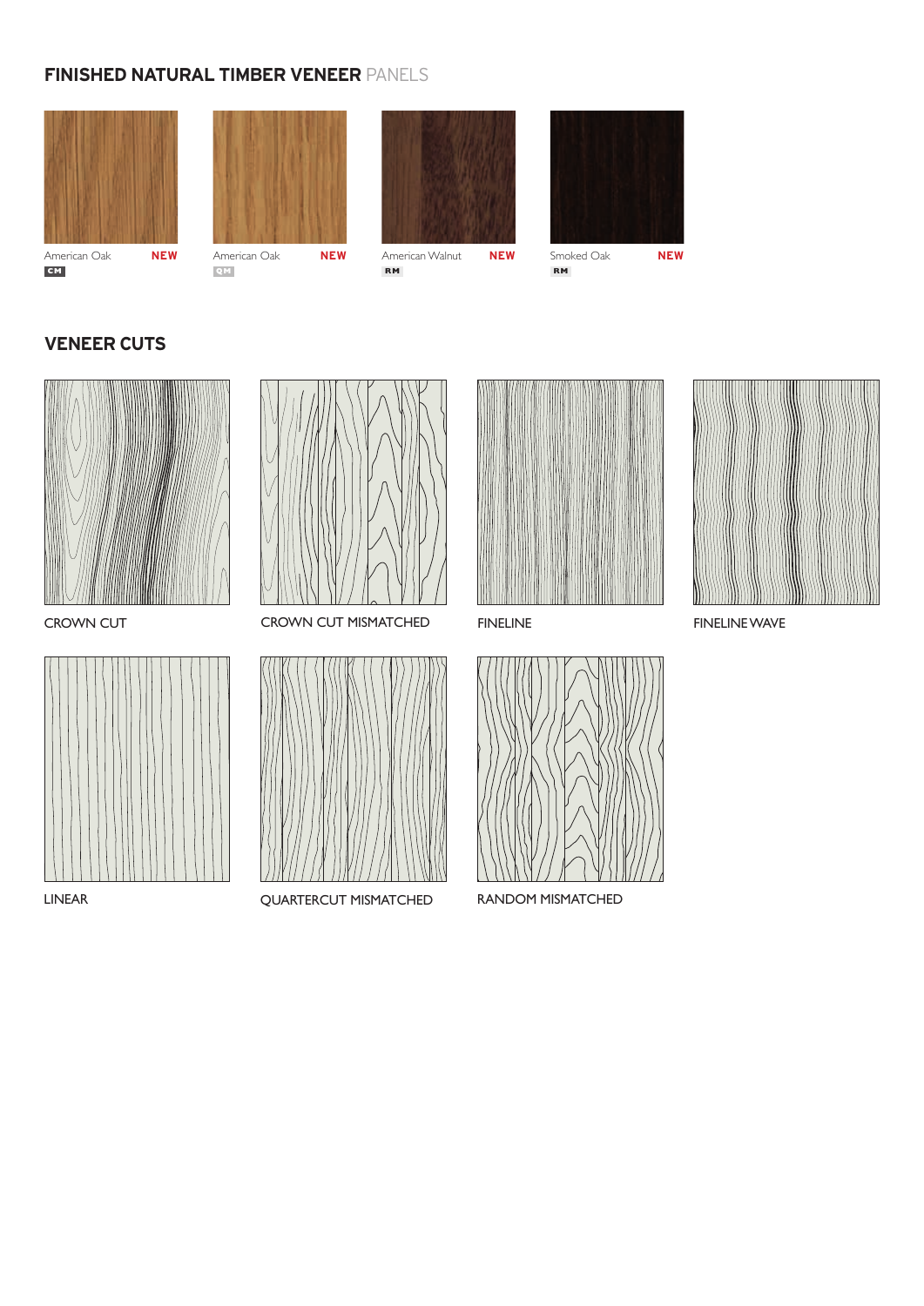## FINISHED NATURAL TIMBER VENEER PANELS

American Oak **NEW**
CM

American Oak **NEW**
QM

American Walnut **NEW**
RM

Smoked Oak **NEW**
RM

## VENEER CUTS

CROWN CUT

CROWN CUT MISMATCHED

FINELINE

FINELINE WAVE

LINEAR

QUARTERCUT MISMATCHED

RANDOM MISMATCHED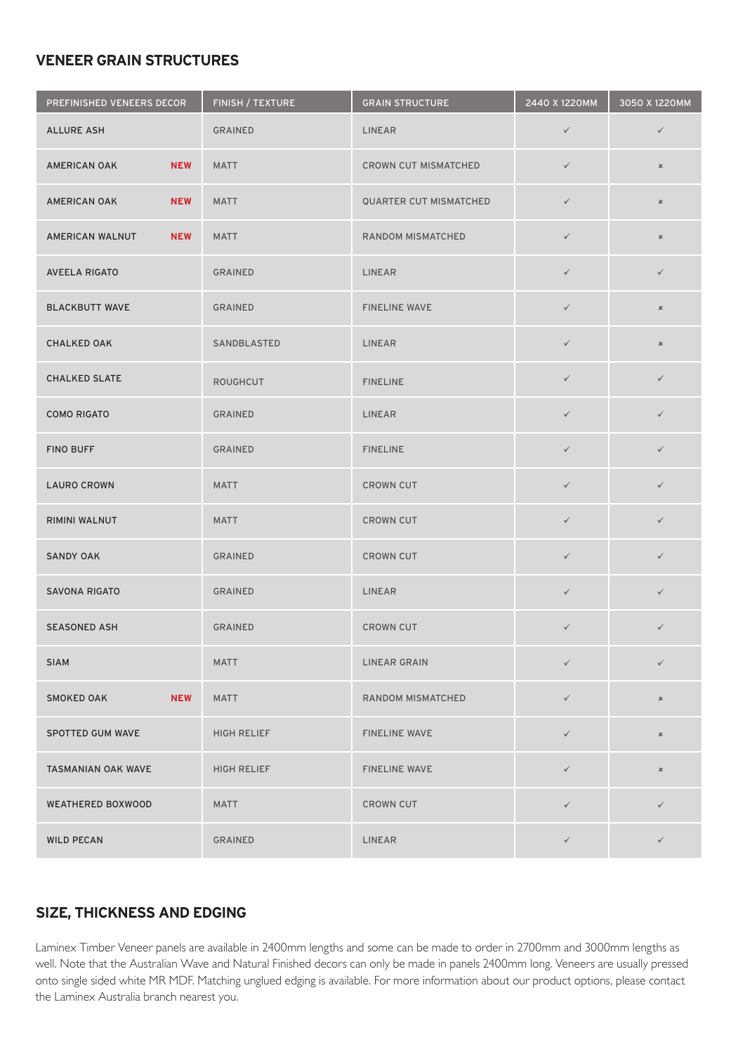## VENEER GRAIN STRUCTURES

| PREFINISHED VENEERS DECOR | FINISH / TEXTURE | GRAIN STRUCTURE | 2440 X 1220MM | 3050 X 1220MM |
|---|---|---|---|---|
| ALLURE ASH | GRAINED | LINEAR | ✓ | ✓ |
| AMERICAN OAK **NEW** | MATT | CROWN CUT MISMATCHED | ✓ | × |
| AMERICAN OAK **NEW** | MATT | QUARTER CUT MISMATCHED | ✓ | × |
| AMERICAN WALNUT **NEW** | MATT | RANDOM MISMATCHED | ✓ | × |
| AVEELA RIGATO | GRAINED | LINEAR | ✓ | ✓ |
| BLACKBUTT WAVE | GRAINED | FINELINE WAVE | ✓ | × |
| CHALKED OAK | SANDBLASTED | LINEAR | ✓ | × |
| CHALKED SLATE | ROUGHCUT | FINELINE | ✓ | ✓ |
| COMO RIGATO | GRAINED | LINEAR | ✓ | ✓ |
| FINO BUFF | GRAINED | FINELINE | ✓ | ✓ |
| LAURO CROWN | MATT | CROWN CUT | ✓ | ✓ |
| RIMINI WALNUT | MATT | CROWN CUT | ✓ | ✓ |
| SANDY OAK | GRAINED | CROWN CUT | ✓ | ✓ |
| SAVONA RIGATO | GRAINED | LINEAR | ✓ | ✓ |
| SEASONED ASH | GRAINED | CROWN CUT | ✓ | ✓ |
| SIAM | MATT | LINEAR GRAIN | ✓ | ✓ |
| SMOKED OAK **NEW** | MATT | RANDOM MISMATCHED | ✓ | × |
| SPOTTED GUM WAVE | HIGH RELIEF | FINELINE WAVE | ✓ | × |
| TASMANIAN OAK WAVE | HIGH RELIEF | FINELINE WAVE | ✓ | × |
| WEATHERED BOXWOOD | MATT | CROWN CUT | ✓ | ✓ |
| WILD PECAN | GRAINED | LINEAR | ✓ | ✓ |

## SIZE, THICKNESS AND EDGING

Laminex Timber Veneer panels are available in 2400mm lengths and some can be made to order in 2700mm and 3000mm lengths as well. Note that the Australian Wave and Natural Finished decors can only be made in panels 2400mm long. Veneers are usually pressed onto single sided white MR MDF. Matching unglued edging is available. For more information about our product options, please contact the Laminex Australia branch nearest you.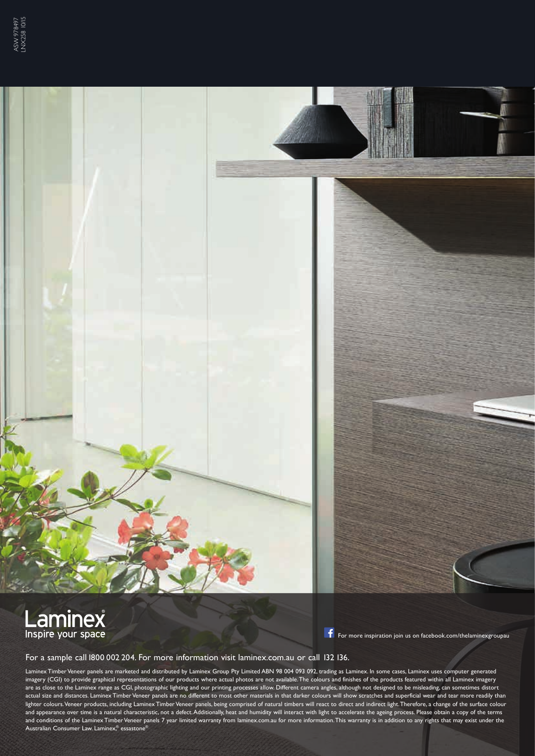ASW 978497
LNX258 10/15

Laminex®
Inspire your space

For more inspiration join us on facebook.com/thelaminexgroupau

For a sample call 1800 002 204. For more information visit laminex.com.au or call 132 136.

Laminex Timber Veneer panels are marketed and distributed by Laminex Group Pty Limited ABN 98 004 093 092, trading as Laminex. In some cases, Laminex uses computer generated imagery (CGI) to provide graphical representations of our products where actual photos are not available. The colours and finishes of the products featured within all Laminex imagery are as close to the Laminex range as CGI, photographic lighting and our printing processes allow. Different camera angles, although not designed to be misleading, can sometimes distort actual size and distances. Laminex Timber Veneer panels are no different to most other materials in that darker colours will show scratches and superficial wear and tear more readily than lighter colours. Veneer products, including Laminex Timber Veneer panels, being comprised of natural timbers will react to direct and indirect light. Therefore, a change of the surface colour and appearance over time is a natural characteristic, not a defect. Additionally, heat and humidity will interact with light to accelerate the ageing process. Please obtain a copy of the terms and conditions of the Laminex Timber Veneer panels 7 year limited warranty from laminex.com.au for more information. This warranty is in addition to any rights that may exist under the Australian Consumer Law. Laminex,® essastone®